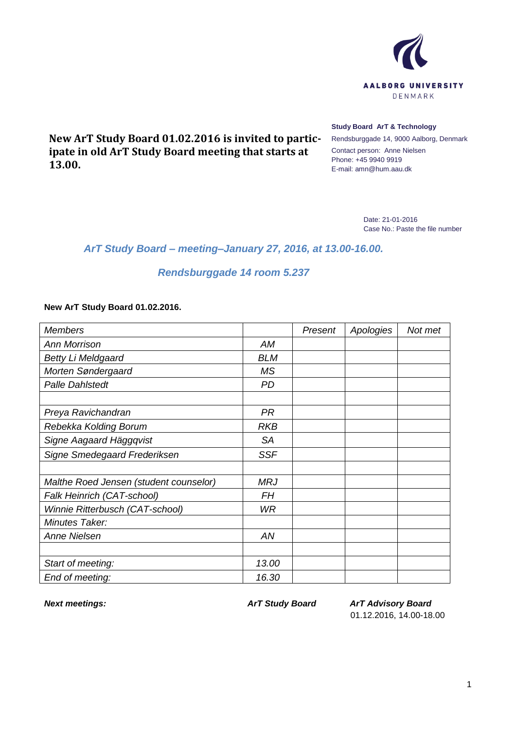AALBORG UNIVERSITY
DENMARK

**New ArT Study Board 01.02.2016 is invited to participate in old ArT Study Board meeting that starts at 13.00.**

**Study Board ArT & Technology**
Rendsburggade 14, 9000 Aalborg, Denmark
Contact person: Anne Nielsen
Phone: +45 9940 9919
E-mail: amn@hum.aau.dk

Date: 21-01-2016
Case No.: Paste the file number

## *ArT Study Board – meeting–January 27, 2016, at 13.00-16.00.*

## *Rendsburggade 14 room 5.237*

**New ArT Study Board 01.02.2016.**

| *Members* | | *Present* | *Apologies* | *Not met* |
|---|---|---|---|---|
| *Ann Morrison* | *AM* | | | |
| *Betty Li Meldgaard* | *BLM* | | | |
| *Morten Søndergaard* | *MS* | | | |
| *Palle Dahlstedt* | *PD* | | | |
| | | | | |
| *Preya Ravichandran* | *PR* | | | |
| *Rebekka Kolding Borum* | *RKB* | | | |
| *Signe Aagaard Häggqvist* | *SA* | | | |
| *Signe Smedegaard Frederiksen* | *SSF* | | | |
| | | | | |
| *Malthe Roed Jensen (student counselor)* | *MRJ* | | | |
| *Falk Heinrich (CAT-school)* | *FH* | | | |
| *Winnie Ritterbusch (CAT-school)* | *WR* | | | |
| *Minutes Taker:* | | | | |
| *Anne Nielsen* | *AN* | | | |
| | | | | |
| *Start of meeting:* | *13.00* | | | |
| *End of meeting:* | *16.30* | | | |

| ***Next meetings:*** | ***ArT Study Board*** | ***ArT Advisory Board*** |
|---|---|---|
| | | 01.12.2016, 14.00-18.00 |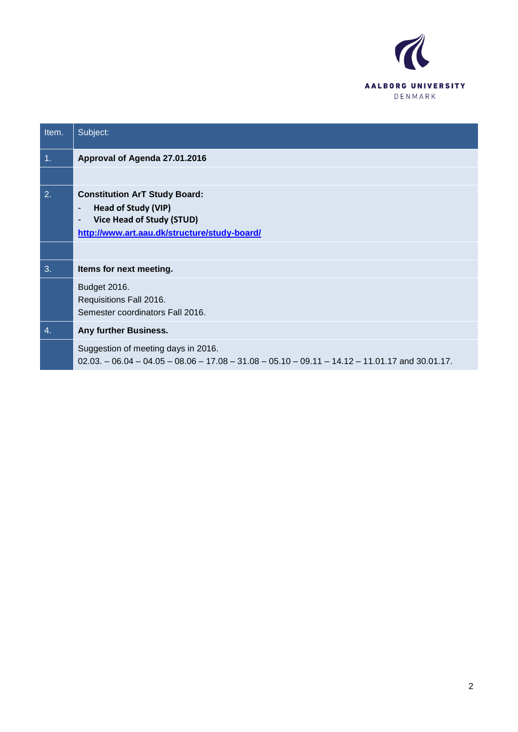AALBORG UNIVERSITY
DENMARK

| Item. | Subject: |
| --- | --- |
| 1. | **Approval of Agenda 27.01.2016** |
| | |
| 2. | **Constitution ArT Study Board:**<br>- **Head of Study (VIP)**<br>- **Vice Head of Study (STUD)**<br>**http://www.art.aau.dk/structure/study-board/** |
| | |
| 3. | **Items for next meeting.** |
| | Budget 2016.<br>Requisitions Fall 2016.<br>Semester coordinators Fall 2016. |
| 4. | **Any further Business.** |
| | Suggestion of meeting days in 2016.<br>02.03. – 06.04 – 04.05 – 08.06 – 17.08 – 31.08 – 05.10 – 09.11 – 14.12 – 11.01.17 and 30.01.17. |